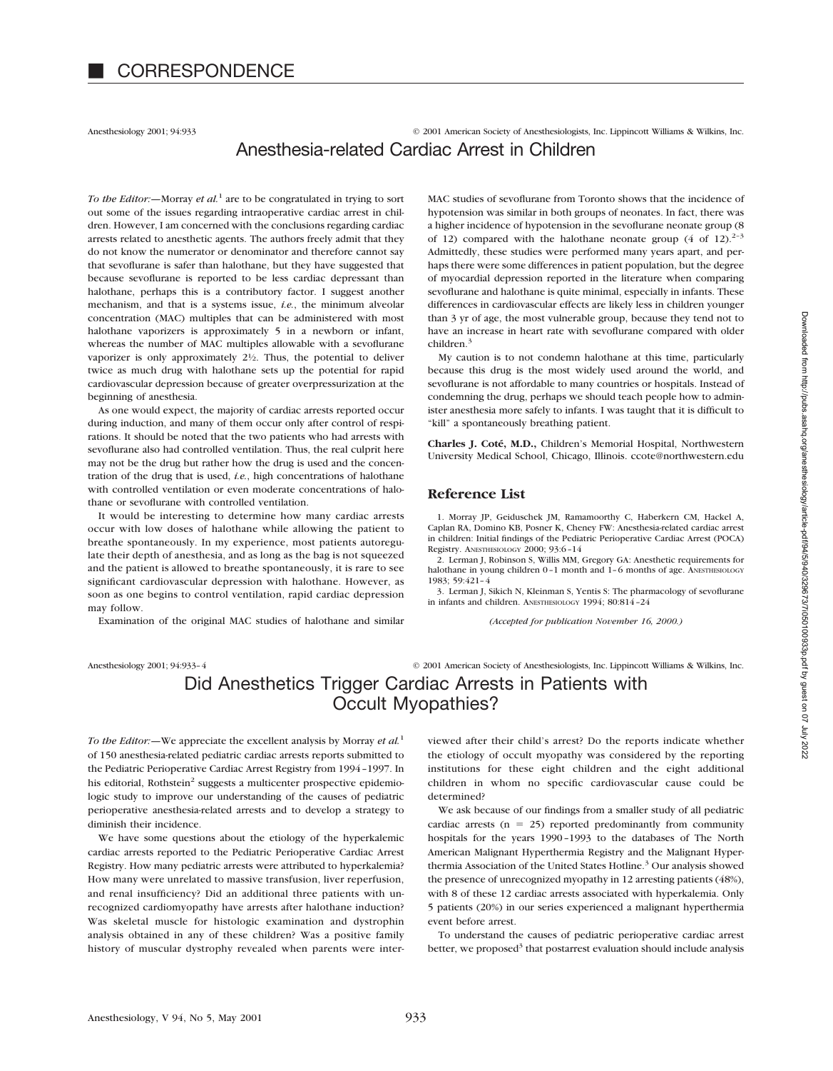# CORRESPONDENCE

## Anesthesia-related Cardiac Arrest in Children

*To the Editor:*—Morray *et al.*[1] are to be congratulated in trying to sort out some of the issues regarding intraoperative cardiac arrest in children. However, I am concerned with the conclusions regarding cardiac arrests related to anesthetic agents. The authors freely admit that they do not know the numerator or denominator and therefore cannot say that sevoflurane is safer than halothane, but they have suggested that because sevoflurane is reported to be less cardiac depressant than halothane, perhaps this is a contributory factor. I suggest another mechanism, and that is a systems issue, *i.e.*, the minimum alveolar concentration (MAC) multiples that can be administered with most halothane vaporizers is approximately 5 in a newborn or infant, whereas the number of MAC multiples allowable with a sevoflurane vaporizer is only approximately 2½. Thus, the potential to deliver twice as much drug with halothane sets up the potential for rapid cardiovascular depression because of greater overpressurization at the beginning of anesthesia.

As one would expect, the majority of cardiac arrests reported occur during induction, and many of them occur only after control of respirations. It should be noted that the two patients who had arrests with sevoflurane also had controlled ventilation. Thus, the real culprit here may not be the drug but rather how the drug is used and the concentration of the drug that is used, *i.e.*, high concentrations of halothane with controlled ventilation or even moderate concentrations of halothane or sevoflurane with controlled ventilation.

It would be interesting to determine how many cardiac arrests occur with low doses of halothane while allowing the patient to breathe spontaneously. In my experience, most patients autoregulate their depth of anesthesia, and as long as the bag is not squeezed and the patient is allowed to breathe spontaneously, it is rare to see significant cardiovascular depression with halothane. However, as soon as one begins to control ventilation, rapid cardiac depression may follow.

Examination of the original MAC studies of halothane and similar MAC studies of sevoflurane from Toronto shows that the incidence of hypotension was similar in both groups of neonates. In fact, there was a higher incidence of hypotension in the sevoflurane neonate group (8 of 12) compared with the halothane neonate group (4 of 12).[2–3] Admittedly, these studies were performed many years apart, and perhaps there were some differences in patient population, but the degree of myocardial depression reported in the literature when comparing sevoflurane and halothane is quite minimal, especially in infants. These differences in cardiovascular effects are likely less in children younger than 3 yr of age, the most vulnerable group, because they tend not to have an increase in heart rate with sevoflurane compared with older children.[3]

My caution is to not condemn halothane at this time, particularly because this drug is the most widely used around the world, and sevoflurane is not affordable to many countries or hospitals. Instead of condemning the drug, perhaps we should teach people how to administer anesthesia more safely to infants. I was taught that it is difficult to "kill" a spontaneously breathing patient.

**Charles J. Coté, M.D.,** Children's Memorial Hospital, Northwestern University Medical School, Chicago, Illinois. ccote@northwestern.edu

### Reference List

1. Morray JP, Geiduschek JM, Ramamoorthy C, Haberkern CM, Hackel A, Caplan RA, Domino KB, Posner K, Cheney FW: Anesthesia-related cardiac arrest in children: Initial findings of the Pediatric Perioperative Cardiac Arrest (POCA) Registry. ANESTHESIOLOGY 2000; 93:6–14
2. Lerman J, Robinson S, Willis MM, Gregory GA: Anesthetic requirements for halothane in young children 0–1 month and 1–6 months of age. ANESTHESIOLOGY 1983; 59:421–4
3. Lerman J, Sikich N, Kleinman S, Yentis S: The pharmacology of sevoflurane in infants and children. ANESTHESIOLOGY 1994; 80:814–24

*(Accepted for publication November 16, 2000.)*

## Did Anesthetics Trigger Cardiac Arrests in Patients with Occult Myopathies?

*To the Editor:*—We appreciate the excellent analysis by Morray *et al.*[1] of 150 anesthesia-related pediatric cardiac arrests reports submitted to the Pediatric Perioperative Cardiac Arrest Registry from 1994–1997. In his editorial, Rothstein[2] suggests a multicenter prospective epidemiologic study to improve our understanding of the causes of pediatric perioperative anesthesia-related arrests and to develop a strategy to diminish their incidence.

We have some questions about the etiology of the hyperkalemic cardiac arrests reported to the Pediatric Perioperative Cardiac Arrest Registry. How many pediatric arrests were attributed to hyperkalemia? How many were unrelated to massive transfusion, liver reperfusion, and renal insufficiency? Did an additional three patients with unrecognized cardiomyopathy have arrests after halothane induction? Was skeletal muscle for histologic examination and dystrophin analysis obtained in any of these children? Was a positive family history of muscular dystrophy revealed when parents were interviewed after their child's arrest? Do the reports indicate whether the etiology of occult myopathy was considered by the reporting institutions for these eight children and the eight additional children in whom no specific cardiovascular cause could be determined?

We ask because of our findings from a smaller study of all pediatric cardiac arrests (n = 25) reported predominantly from community hospitals for the years 1990–1993 to the databases of The North American Malignant Hyperthermia Registry and the Malignant Hyperthermia Association of the United States Hotline.[3] Our analysis showed the presence of unrecognized myopathy in 12 arresting patients (48%), with 8 of these 12 cardiac arrests associated with hyperkalemia. Only 5 patients (20%) in our series experienced a malignant hyperthermia event before arrest.

To understand the causes of pediatric perioperative cardiac arrest better, we proposed[3] that postarrest evaluation should include analysis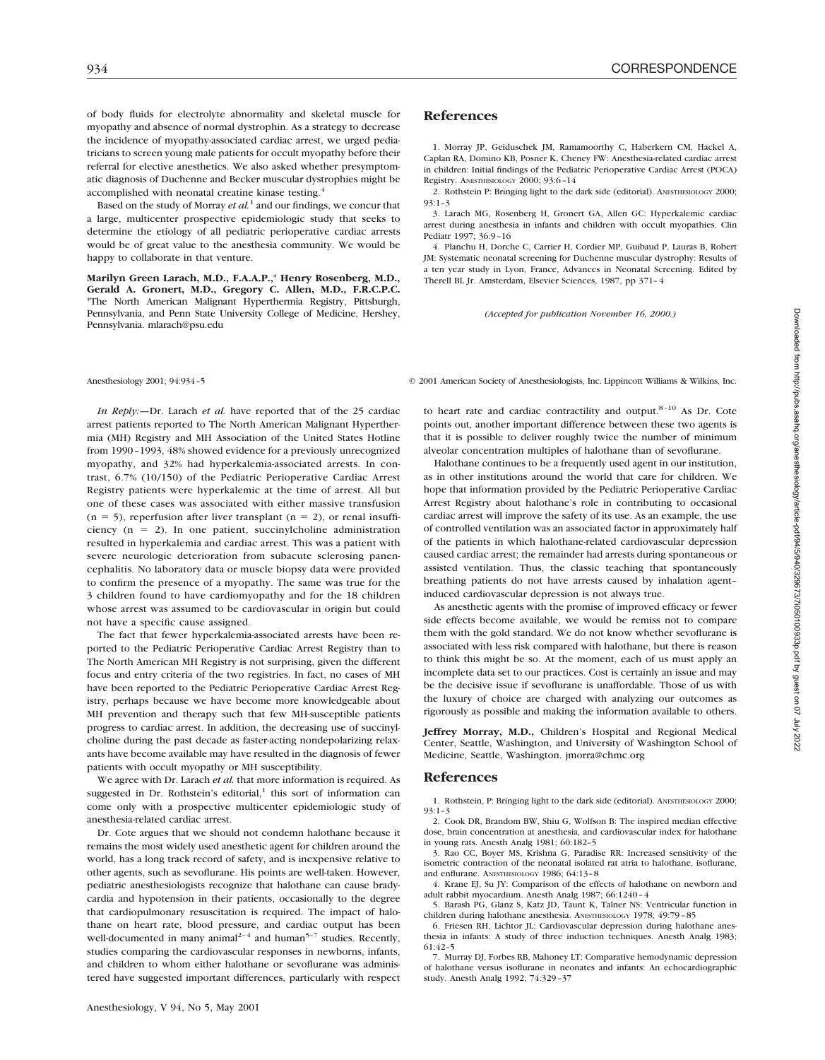of body fluids for electrolyte abnormality and skeletal muscle for myopathy and absence of normal dystrophin. As a strategy to decrease the incidence of myopathy-associated cardiac arrest, we urged pediatricians to screen young male patients for occult myopathy before their referral for elective anesthetics. We also asked whether presymptomatic diagnosis of Duchenne and Becker muscular dystrophies might be accomplished with neonatal creatine kinase testing.[4]

Based on the study of Morray *et al.*[1] and our findings, we concur that a large, multicenter prospective epidemiologic study that seeks to determine the etiology of all pediatric perioperative cardiac arrests would be of great value to the anesthesia community. We would be happy to collaborate in that venture.

**Marilyn Green Larach, M.D., F.A.A.P.,\* Henry Rosenberg, M.D., Gerald A. Gronert, M.D., Gregory C. Allen, M.D., F.R.C.P.C.** \*The North American Malignant Hyperthermia Registry, Pittsburgh, Pennsylvania, and Penn State University College of Medicine, Hershey, Pennsylvania. mlarach@psu.edu

## References

1. Morray JP, Geiduschek JM, Ramamoorthy C, Haberkern CM, Hackel A, Caplan RA, Domino KB, Posner K, Cheney FW: Anesthesia-related cardiac arrest in children: Initial findings of the Pediatric Perioperative Cardiac Arrest (POCA) Registry. ANESTHESIOLOGY 2000; 93:6–14
2. Rothstein P: Bringing light to the dark side (editorial). ANESTHESIOLOGY 2000; 93:1–3
3. Larach MG, Rosenberg H, Gronert GA, Allen GC: Hyperkalemic cardiac arrest during anesthesia in infants and children with occult myopathies. Clin Pediatr 1997; 36:9–16
4. Planchu H, Dorche C, Carrier H, Cordier MP, Guibaud P, Lauras B, Robert JM: Systematic neonatal screening for Duchenne muscular dystrophy: Results of a ten year study in Lyon, France, Advances in Neonatal Screening. Edited by Therell BL Jr. Amsterdam, Elsevier Sciences, 1987, pp 371–4

*(Accepted for publication November 16, 2000.)*

Anesthesiology 2001; 94:934–5 © 2001 American Society of Anesthesiologists, Inc. Lippincott Williams & Wilkins, Inc.

*In Reply:*—Dr. Larach *et al.* have reported that of the 25 cardiac arrest patients reported to The North American Malignant Hyperthermia (MH) Registry and MH Association of the United States Hotline from 1990–1993, 48% showed evidence for a previously unrecognized myopathy, and 32% had hyperkalemia-associated arrests. In contrast, 6.7% (10/150) of the Pediatric Perioperative Cardiac Arrest Registry patients were hyperkalemic at the time of arrest. All but one of these cases was associated with either massive transfusion (n = 5), reperfusion after liver transplant (n = 2), or renal insufficiency (n = 2). In one patient, succinylcholine administration resulted in hyperkalemia and cardiac arrest. This was a patient with severe neurologic deterioration from subacute sclerosing panencephalitis. No laboratory data or muscle biopsy data were provided to confirm the presence of a myopathy. The same was true for the 3 children found to have cardiomyopathy and for the 18 children whose arrest was assumed to be cardiovascular in origin but could not have a specific cause assigned.

The fact that fewer hyperkalemia-associated arrests have been reported to the Pediatric Perioperative Cardiac Arrest Registry than to The North American MH Registry is not surprising, given the different focus and entry criteria of the two registries. In fact, no cases of MH have been reported to the Pediatric Perioperative Cardiac Arrest Registry, perhaps because we have become more knowledgeable about MH prevention and therapy such that few MH-susceptible patients progress to cardiac arrest. In addition, the decreasing use of succinylcholine during the past decade as faster-acting nondepolarizing relaxants have become available may have resulted in the diagnosis of fewer patients with occult myopathy or MH susceptibility.

We agree with Dr. Larach *et al.* that more information is required. As suggested in Dr. Rothstein's editorial,[1] this sort of information can come only with a prospective multicenter epidemiologic study of anesthesia-related cardiac arrest.

Dr. Cote argues that we should not condemn halothane because it remains the most widely used anesthetic agent for children around the world, has a long track record of safety, and is inexpensive relative to other agents, such as sevoflurane. His points are well-taken. However, pediatric anesthesiologists recognize that halothane can cause bradycardia and hypotension in their patients, occasionally to the degree that cardiopulmonary resuscitation is required. The impact of halothane on heart rate, blood pressure, and cardiac output has been well-documented in many animal[2–4] and human[5–7] studies. Recently, studies comparing the cardiovascular responses in newborns, infants, and children to whom either halothane or sevoflurane was administered have suggested important differences, particularly with respect to heart rate and cardiac contractility and output.[8–10] As Dr. Cote points out, another important difference between these two agents is that it is possible to deliver roughly twice the number of minimum alveolar concentration multiples of halothane than of sevoflurane.

Halothane continues to be a frequently used agent in our institution, as in other institutions around the world that care for children. We hope that information provided by the Pediatric Perioperative Cardiac Arrest Registry about halothane's role in contributing to occasional cardiac arrest will improve the safety of its use. As an example, the use of controlled ventilation was an associated factor in approximately half of the patients in which halothane-related cardiovascular depression caused cardiac arrest; the remainder had arrests during spontaneous or assisted ventilation. Thus, the classic teaching that spontaneously breathing patients do not have arrests caused by inhalation agent–induced cardiovascular depression is not always true.

As anesthetic agents with the promise of improved efficacy or fewer side effects become available, we would be remiss not to compare them with the gold standard. We do not know whether sevoflurane is associated with less risk compared with halothane, but there is reason to think this might be so. At the moment, each of us must apply an incomplete data set to our practices. Cost is certainly an issue and may be the decisive issue if sevoflurane is unaffordable. Those of us with the luxury of choice are charged with analyzing our outcomes as rigorously as possible and making the information available to others.

**Jeffrey Morray, M.D.,** Children's Hospital and Regional Medical Center, Seattle, Washington, and University of Washington School of Medicine, Seattle, Washington. jmorra@chmc.org

## References

1. Rothstein, P: Bringing light to the dark side (editorial). ANESTHESIOLOGY 2000; 93:1–3
2. Cook DR, Brandom BW, Shiu G, Wolfson B: The inspired median effective dose, brain concentration at anesthesia, and cardiovascular index for halothane in young rats. Anesth Analg 1981; 60:182–5
3. Rao CC, Boyer MS, Krishna G, Paradise RR: Increased sensitivity of the isometric contraction of the neonatal isolated rat atria to halothane, isoflurane, and enflurane. ANESTHESIOLOGY 1986; 64:13–8
4. Krane EJ, Su JY: Comparison of the effects of halothane on newborn and adult rabbit myocardium. Anesth Analg 1987; 66:1240–4
5. Barash PG, Glanz S, Katz JD, Taunt K, Talner NS: Ventricular function in children during halothane anesthesia. ANESTHESIOLOGY 1978; 49:79–85
6. Friesen RH, Lichtor JL: Cardiovascular depression during halothane anesthesia in infants: A study of three induction techniques. Anesth Analg 1983; 61:42–5
7. Murray DJ, Forbes RB, Mahoney LT: Comparative hemodynamic depression of halothane versus isoflurane in neonates and infants: An echocardiographic study. Anesth Analg 1992; 74:329–37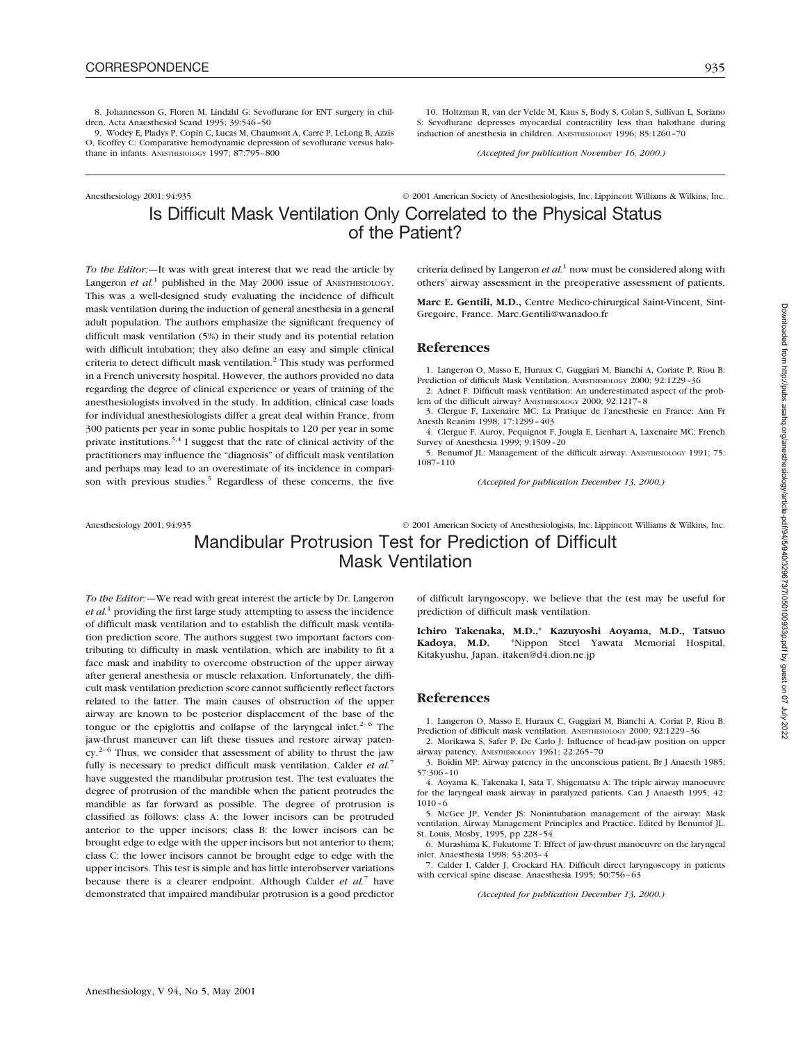8. Johannesson G, Floren M, Lindahl G: Sevoflurane for ENT surgery in children. Acta Anaesthesiol Scand 1995; 39:546–50

9. Wodey E, Pladys P, Copin C, Lucas M, Chaumont A, Carre P, LeLong B, Azzis O, Ecoffey C: Comparative hemodynamic depression of sevoflurane versus halothane in infants. Anesthesiology 1997; 87:795–800

10. Holtzman R, van der Velde M, Kaus S, Body S, Colan S, Sullivan L, Soriano S: Sevoflurane depresses myocardial contractility less than halothane during induction of anesthesia in children. Anesthesiology 1996; 85:1260–70

*(Accepted for publication November 16, 2000.)*

Anesthesiology 2001; 94:935 © 2001 American Society of Anesthesiologists, Inc. Lippincott Williams & Wilkins, Inc.

# Is Difficult Mask Ventilation Only Correlated to the Physical Status of the Patient?

*To the Editor:*—It was with great interest that we read the article by Langeron *et al.*[1] published in the May 2000 issue of Anesthesiology. This was a well-designed study evaluating the incidence of difficult mask ventilation during the induction of general anesthesia in a general adult population. The authors emphasize the significant frequency of difficult mask ventilation (5%) in their study and its potential relation with difficult intubation; they also define an easy and simple clinical criteria to detect difficult mask ventilation.[2] This study was performed in a French university hospital. However, the authors provided no data regarding the degree of clinical experience or years of training of the anesthesiologists involved in the study. In addition, clinical case loads for individual anesthesiologists differ a great deal within France, from 300 patients per year in some public hospitals to 120 per year in some private institutions.[3,4] I suggest that the rate of clinical activity of the practitioners may influence the "diagnosis" of difficult mask ventilation and perhaps may lead to an overestimate of its incidence in comparison with previous studies.[5] Regardless of these concerns, the five criteria defined by Langeron *et al.*[1] now must be considered along with others' airway assessment in the preoperative assessment of patients.

**Marc E. Gentili, M.D.,** Centre Medico-chirurgical Saint-Vincent, Sint-Gregoire, France. Marc.Gentili@wanadoo.fr

## References

1. Langeron O, Masso E, Huraux C, Guggiari M, Bianchi A, Coriate P, Riou B: Prediction of difficult Mask Ventilation. Anesthesiology 2000; 92:1229–36
2. Adnet F: Difficult mask ventilation: An underestimated aspect of the problem of the difficult airway? Anesthesiology 2000; 92:1217–8
3. Clergue F, Laxenaire MC: La Pratique de l'anesthesie en France: Ann Fr Anesth Reanim 1998; 17:1299–403
4. Clergue F, Auroy, Pequignot F, Jougla E, Lienhart A, Laxenaire MC: French Survey of Anesthesia 1999; 9:1509–20
5. Benumof JL: Management of the difficult airway. Anesthesiology 1991; 75: 1087–110

*(Accepted for publication December 13, 2000.)*

Anesthesiology 2001; 94:935 © 2001 American Society of Anesthesiologists, Inc. Lippincott Williams & Wilkins, Inc.

# Mandibular Protrusion Test for Prediction of Difficult Mask Ventilation

*To the Editor:*—We read with great interest the article by Dr. Langeron *et al.*[1] providing the first large study attempting to assess the incidence of difficult mask ventilation and to establish the difficult mask ventilation prediction score. The authors suggest two important factors contributing to difficulty in mask ventilation, which are inability to fit a face mask and inability to overcome obstruction of the upper airway after general anesthesia or muscle relaxation. Unfortunately, the difficult mask ventilation prediction score cannot sufficiently reflect factors related to the latter. The main causes of obstruction of the upper airway are known to be posterior displacement of the base of the tongue or the epiglottis and collapse of the laryngeal inlet.[2–6] The jaw-thrust maneuver can lift these tissues and restore airway patency.[2–6] Thus, we consider that assessment of ability to thrust the jaw fully is necessary to predict difficult mask ventilation. Calder *et al.*[7] have suggested the mandibular protrusion test. The test evaluates the degree of protrusion of the mandible when the patient protrudes the mandible as far forward as possible. The degree of protrusion is classified as follows: class A: the lower incisors can be protruded anterior to the upper incisors; class B: the lower incisors can be brought edge to edge with the upper incisors but not anterior to them; class C: the lower incisors cannot be brought edge to edge with the upper incisors. This test is simple and has little interobserver variations because there is a clearer endpoint. Although Calder *et al.*[7] have demonstrated that impaired mandibular protrusion is a good predictor of difficult laryngoscopy, we believe that the test may be useful for prediction of difficult mask ventilation.

**Ichiro Takenaka, M.D.,\* Kazuyoshi Aoyama, M.D., Tatsuo Kadoya, M.D.** \*Nippon Steel Yawata Memorial Hospital, Kitakyushu, Japan. itaken@d4.dion.ne.jp

## References

1. Langeron O, Masso E, Huraux C, Guggiari M, Bianchi A, Coriat P, Riou B: Prediction of difficult mask ventilation. Anesthesiology 2000; 92:1229–36
2. Morikawa S, Safer P, De Carlo J: Influence of head-jaw position on upper airway patency. Anesthesiology 1961; 22:265–70
3. Boidin MP: Airway patency in the unconscious patient. Br J Anaesth 1985; 57:306–10
4. Aoyama K, Takenaka I, Sata T, Shigematsu A: The triple airway manoeuvre for the laryngeal mask airway in paralyzed patients. Can J Anaesth 1995; 42: 1010–6
5. McGee JP, Vender JS: Nonintubation management of the airway: Mask ventilation, Airway Management Principles and Practice. Edited by Benumof JL. St. Louis, Mosby, 1995, pp 228–54
6. Murashima K, Fukutome T: Effect of jaw-thrust manoeuvre on the laryngeal inlet. Anaesthesia 1998; 53:203–4
7. Calder I, Calder J, Crockard HA: Difficult direct laryngoscopy in patients with cervical spine disease. Anaesthesia 1995; 50:756–63

*(Accepted for publication December 13, 2000.)*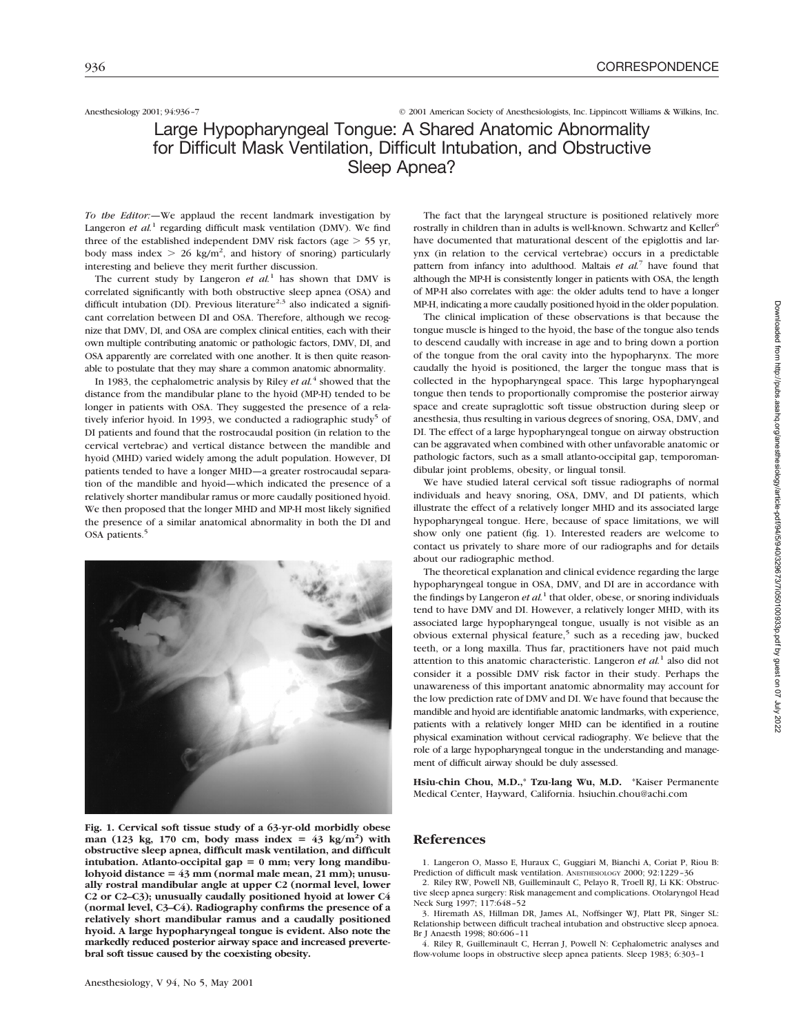Anesthesiology 2001; 94:936–7 © 2001 American Society of Anesthesiologists, Inc. Lippincott Williams & Wilkins, Inc.

# Large Hypopharyngeal Tongue: A Shared Anatomic Abnormality for Difficult Mask Ventilation, Difficult Intubation, and Obstructive Sleep Apnea?

*To the Editor:*—We applaud the recent landmark investigation by Langeron *et al.*[1] regarding difficult mask ventilation (DMV). We find three of the established independent DMV risk factors (age > 55 yr, body mass index > 26 kg/m$^2$, and history of snoring) particularly interesting and believe they merit further discussion.

The current study by Langeron *et al.*[1] has shown that DMV is correlated significantly with both obstructive sleep apnea (OSA) and difficult intubation (DI). Previous literature[2,3] also indicated a significant correlation between DI and OSA. Therefore, although we recognize that DMV, DI, and OSA are complex clinical entities, each with their own multiple contributing anatomic or pathologic factors, DMV, DI, and OSA apparently are correlated with one another. It is then quite reasonable to postulate that they may share a common anatomic abnormality.

In 1983, the cephalometric analysis by Riley *et al.*[4] showed that the distance from the mandibular plane to the hyoid (MP-H) tended to be longer in patients with OSA. They suggested the presence of a relatively inferior hyoid. In 1993, we conducted a radiographic study[5] of DI patients and found that the rostrocaudal position (in relation to the cervical vertebrae) and vertical distance between the mandible and hyoid (MHD) varied widely among the adult population. However, DI patients tended to have a longer MHD—a greater rostrocaudal separation of the mandible and hyoid—which indicated the presence of a relatively shorter mandibular ramus or more caudally positioned hyoid. We then proposed that the longer MHD and MP-H most likely signified the presence of a similar anatomical abnormality in both the DI and OSA patients.[5]

**Fig. 1. Cervical soft tissue study of a 63-yr-old morbidly obese man (123 kg, 170 cm, body mass index = 43 kg/m$^2$) with obstructive sleep apnea, difficult mask ventilation, and difficult intubation. Atlanto-occipital gap = 0 mm; very long mandibulohyoid distance = 43 mm (normal male mean, 21 mm); unusually rostral mandibular angle at upper C2 (normal level, lower C2 or C2–C3); unusually caudally positioned hyoid at lower C4 (normal level, C3–C4). Radiography confirms the presence of a relatively short mandibular ramus and a caudally positioned hyoid. A large hypopharyngeal tongue is evident. Also note the markedly reduced posterior airway space and increased prevertebral soft tissue caused by the coexisting obesity.**

The fact that the laryngeal structure is positioned relatively more rostrally in children than in adults is well-known. Schwartz and Keller[6] have documented that maturational descent of the epiglottis and larynx (in relation to the cervical vertebrae) occurs in a predictable pattern from infancy into adulthood. Maltais *et al.*[7] have found that although the MP-H is consistently longer in patients with OSA, the length of MP-H also correlates with age: the older adults tend to have a longer MP-H, indicating a more caudally positioned hyoid in the older population.

The clinical implication of these observations is that because the tongue muscle is hinged to the hyoid, the base of the tongue also tends to descend caudally with increase in age and to bring down a portion of the tongue from the oral cavity into the hypopharynx. The more caudally the hyoid is positioned, the larger the tongue mass that is collected in the hypopharyngeal space. This large hypopharyngeal tongue then tends to proportionally compromise the posterior airway space and create supraglottic soft tissue obstruction during sleep or anesthesia, thus resulting in various degrees of snoring, OSA, DMV, and DI. The effect of a large hypopharyngeal tongue on airway obstruction can be aggravated when combined with other unfavorable anatomic or pathologic factors, such as a small atlanto-occipital gap, temporomandibular joint problems, obesity, or lingual tonsil.

We have studied lateral cervical soft tissue radiographs of normal individuals and heavy snoring, OSA, DMV, and DI patients, which illustrate the effect of a relatively longer MHD and its associated large hypopharyngeal tongue. Here, because of space limitations, we will show only one patient (fig. 1). Interested readers are welcome to contact us privately to share more of our radiographs and for details about our radiographic method.

The theoretical explanation and clinical evidence regarding the large hypopharyngeal tongue in OSA, DMV, and DI are in accordance with the findings by Langeron *et al.*[1] that older, obese, or snoring individuals tend to have DMV and DI. However, a relatively longer MHD, with its associated large hypopharyngeal tongue, usually is not visible as an obvious external physical feature,[5] such as a receding jaw, bucked teeth, or a long maxilla. Thus far, practitioners have not paid much attention to this anatomic characteristic. Langeron *et al.*[1] also did not consider it a possible DMV risk factor in their study. Perhaps the unawareness of this important anatomic abnormality may account for the low prediction rate of DMV and DI. We have found that because the mandible and hyoid are identifiable anatomic landmarks, with experience, patients with a relatively longer MHD can be identified in a routine physical examination without cervical radiography. We believe that the role of a large hypopharyngeal tongue in the understanding and management of difficult airway should be duly assessed.

**Hsiu-chin Chou, M.D.,\* Tzu-lang Wu, M.D.** \*Kaiser Permanente Medical Center, Hayward, California. hsiuchin.chou@achi.com

## References

1. Langeron O, Masso E, Huraux C, Guggiari M, Bianchi A, Coriat P, Riou B: Prediction of difficult mask ventilation. Anesthesiology 2000; 92:1229–36
2. Riley RW, Powell NB, Guilleminault C, Pelayo R, Troell RJ, Li KK: Obstructive sleep apnea surgery: Risk management and complications. Otolaryngol Head Neck Surg 1997; 117:648–52
3. Hiremath AS, Hillman DR, James AL, Noffsinger WJ, Platt PR, Singer SL: Relationship between difficult tracheal intubation and obstructive sleep apnoea. Br J Anaesth 1998; 80:606–11
4. Riley R, Guilleminault C, Herran J, Powell N: Cephalometric analyses and flow-volume loops in obstructive sleep apnea patients. Sleep 1983; 6:303–1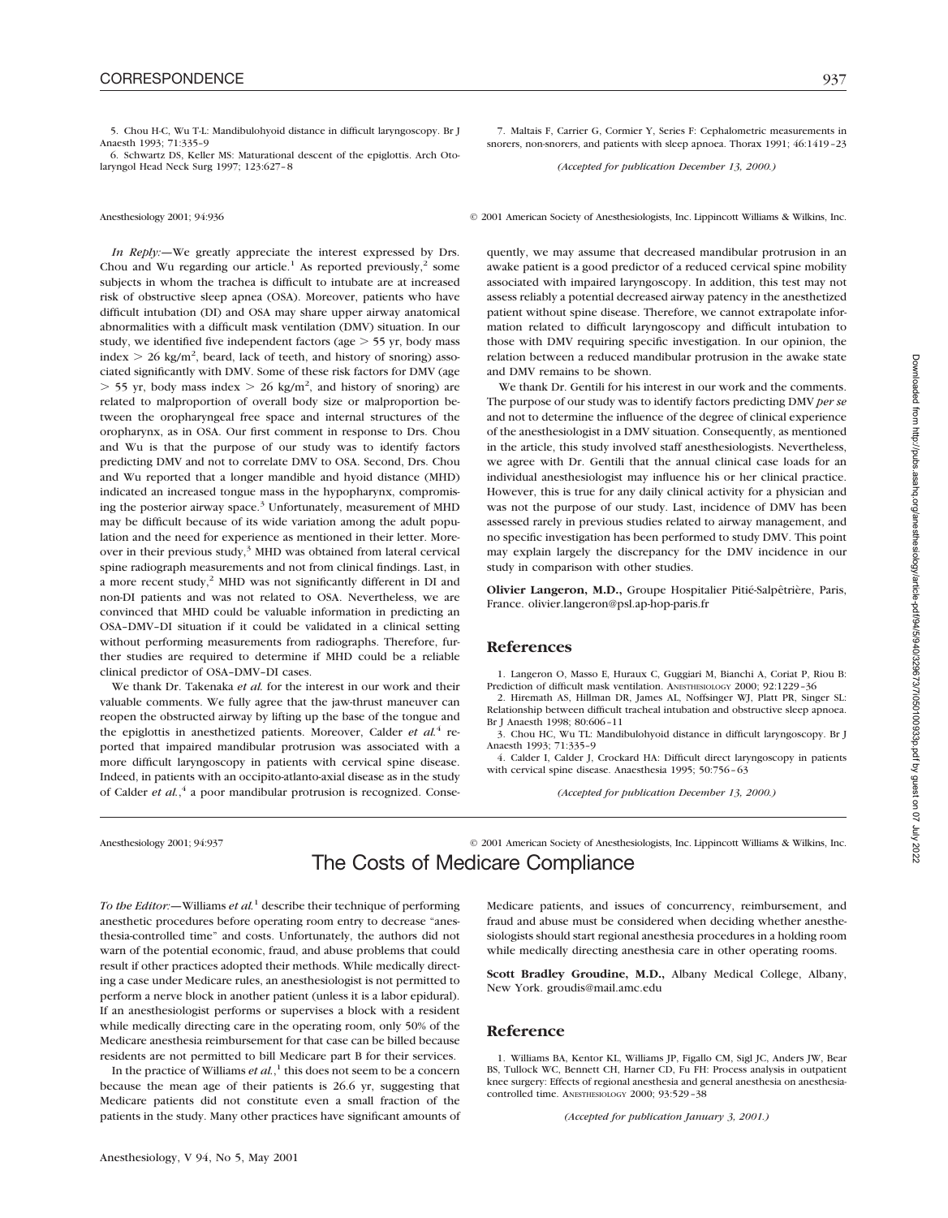5. Chou H-C, Wu T-L: Mandibulohyoid distance in difficult laryngoscopy. Br J Anaesth 1993; 71:335–9

6. Schwartz DS, Keller MS: Maturational descent of the epiglottis. Arch Otolaryngol Head Neck Surg 1997; 123:627–8

7. Maltais F, Carrier G, Cormier Y, Series F: Cephalometric measurements in snorers, non-snorers, and patients with sleep apnoea. Thorax 1991; 46:1419–23

*(Accepted for publication December 13, 2000.)*

Anesthesiology 2001; 94:936 © 2001 American Society of Anesthesiologists, Inc. Lippincott Williams & Wilkins, Inc.

*In Reply:*—We greatly appreciate the interest expressed by Drs. Chou and Wu regarding our article.[1] As reported previously,[2] some subjects in whom the trachea is difficult to intubate are at increased risk of obstructive sleep apnea (OSA). Moreover, patients who have difficult intubation (DI) and OSA may share upper airway anatomical abnormalities with a difficult mask ventilation (DMV) situation. In our study, we identified five independent factors (age > 55 yr, body mass index > 26 kg/m$^2$, beard, lack of teeth, and history of snoring) associated significantly with DMV. Some of these risk factors for DMV (age > 55 yr, body mass index > 26 kg/m$^2$, and history of snoring) are related to malproportion of overall body size or malproportion between the oropharyngeal free space and internal structures of the oropharynx, as in OSA. Our first comment in response to Drs. Chou and Wu is that the purpose of our study was to identify factors predicting DMV and not to correlate DMV to OSA. Second, Drs. Chou and Wu reported that a longer mandible and hyoid distance (MHD) indicated an increased tongue mass in the hypopharynx, compromising the posterior airway space.[3] Unfortunately, measurement of MHD may be difficult because of its wide variation among the adult population and the need for experience as mentioned in their letter. Moreover in their previous study,[3] MHD was obtained from lateral cervical spine radiograph measurements and not from clinical findings. Last, in a more recent study,[2] MHD was not significantly different in DI and non-DI patients and was not related to OSA. Nevertheless, we are convinced that MHD could be valuable information in predicting an OSA–DMV–DI situation if it could be validated in a clinical setting without performing measurements from radiographs. Therefore, further studies are required to determine if MHD could be a reliable clinical predictor of OSA–DMV–DI cases.

We thank Dr. Takenaka *et al.* for the interest in our work and their valuable comments. We fully agree that the jaw-thrust maneuver can reopen the obstructed airway by lifting up the base of the tongue and the epiglottis in anesthetized patients. Moreover, Calder *et al.*[4] reported that impaired mandibular protrusion was associated with a more difficult laryngoscopy in patients with cervical spine disease. Indeed, in patients with an occipito-atlanto-axial disease as in the study of Calder *et al.*,[4] a poor mandibular protrusion is recognized. Consequently, we may assume that decreased mandibular protrusion in an awake patient is a good predictor of a reduced cervical spine mobility associated with impaired laryngoscopy. In addition, this test may not assess reliably a potential decreased airway patency in the anesthetized patient without spine disease. Therefore, we cannot extrapolate information related to difficult laryngoscopy and difficult intubation to those with DMV requiring specific investigation. In our opinion, the relation between a reduced mandibular protrusion in the awake state and DMV remains to be shown.

We thank Dr. Gentili for his interest in our work and the comments. The purpose of our study was to identify factors predicting DMV *per se* and not to determine the influence of the degree of clinical experience of the anesthesiologist in a DMV situation. Consequently, as mentioned in the article, this study involved staff anesthesiologists. Nevertheless, we agree with Dr. Gentili that the annual clinical case loads for an individual anesthesiologist may influence his or her clinical practice. However, this is true for any daily clinical activity for a physician and was not the purpose of our study. Last, incidence of DMV has been assessed rarely in previous studies related to airway management, and no specific investigation has been performed to study DMV. This point may explain largely the discrepancy for the DMV incidence in our study in comparison with other studies.

**Olivier Langeron, M.D.,** Groupe Hospitalier Pitié-Salpêtrière, Paris, France. olivier.langeron@psl.ap-hop-paris.fr

## References

1. Langeron O, Masso E, Huraux C, Guggiari M, Bianchi A, Coriat P, Riou B: Prediction of difficult mask ventilation. Anesthesiology 2000; 92:1229–36

2. Hiremath AS, Hillman DR, James AL, Noffsinger WJ, Platt PR, Singer SL: Relationship between difficult tracheal intubation and obstructive sleep apnoea. Br J Anaesth 1998; 80:606–11

3. Chou HC, Wu TL: Mandibulohyoid distance in difficult laryngoscopy. Br J Anaesth 1993; 71:335–9

4. Calder I, Calder J, Crockard HA: Difficult direct laryngoscopy in patients with cervical spine disease. Anaesthesia 1995; 50:756–63

*(Accepted for publication December 13, 2000.)*

Anesthesiology 2001; 94:937 © 2001 American Society of Anesthesiologists, Inc. Lippincott Williams & Wilkins, Inc.

# The Costs of Medicare Compliance

*To the Editor:*—Williams *et al.*[1] describe their technique of performing anesthetic procedures before operating room entry to decrease "anesthesia-controlled time" and costs. Unfortunately, the authors did not warn of the potential economic, fraud, and abuse problems that could result if other practices adopted their methods. While medically directing a case under Medicare rules, an anesthesiologist is not permitted to perform a nerve block in another patient (unless it is a labor epidural). If an anesthesiologist performs or supervises a block with a resident while medically directing care in the operating room, only 50% of the Medicare anesthesia reimbursement for that case can be billed because residents are not permitted to bill Medicare part B for their services.

In the practice of Williams *et al.*,[1] this does not seem to be a concern because the mean age of their patients is 26.6 yr, suggesting that Medicare patients did not constitute even a small fraction of the patients in the study. Many other practices have significant amounts of Medicare patients, and issues of concurrency, reimbursement, and fraud and abuse must be considered when deciding whether anesthesiologists should start regional anesthesia procedures in a holding room while medically directing anesthesia care in other operating rooms.

**Scott Bradley Groudine, M.D.,** Albany Medical College, Albany, New York. groudis@mail.amc.edu

## Reference

1. Williams BA, Kentor KL, Williams JP, Figallo CM, Sigl JC, Anders JW, Bear BS, Tullock WC, Bennett CH, Harner CD, Fu FH: Process analysis in outpatient knee surgery: Effects of regional anesthesia and general anesthesia on anesthesia-controlled time. Anesthesiology 2000; 93:529–38

*(Accepted for publication January 3, 2001.)*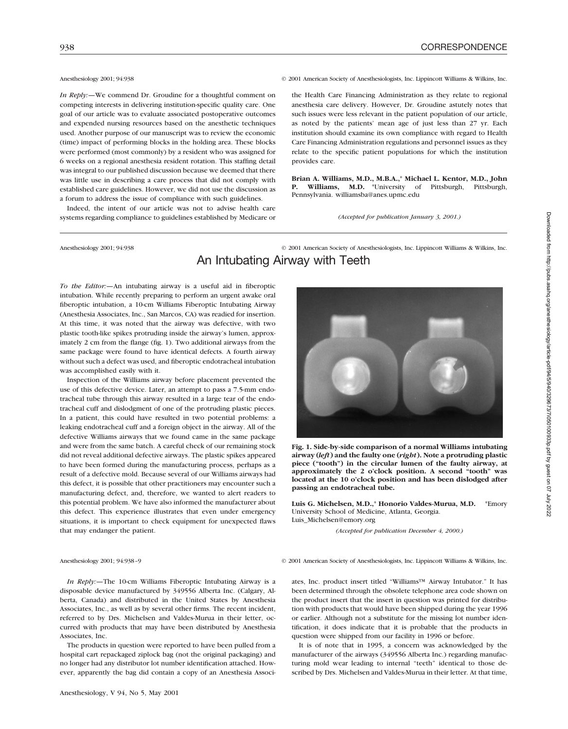*In Reply:*—We commend Dr. Groudine for a thoughtful comment on competing interests in delivering institution-specific quality care. One goal of our article was to evaluate associated postoperative outcomes and expended nursing resources based on the anesthetic techniques used. Another purpose of our manuscript was to review the economic (time) impact of performing blocks in the holding area. These blocks were performed (most commonly) by a resident who was assigned for 6 weeks on a regional anesthesia resident rotation. This staffing detail was integral to our published discussion because we deemed that there was little use in describing a care process that did not comply with established care guidelines. However, we did not use the discussion as a forum to address the issue of compliance with such guidelines.

Indeed, the intent of our article was not to advise health care systems regarding compliance to guidelines established by Medicare or the Health Care Financing Administration as they relate to regional anesthesia care delivery. However, Dr. Groudine astutely notes that such issues were less relevant in the patient population of our article, as noted by the patients' mean age of just less than 27 yr. Each institution should examine its own compliance with regard to Health Care Financing Administration regulations and personnel issues as they relate to the specific patient populations for which the institution provides care.

**Brian A. Williams, M.D., M.B.A.,\* Michael L. Kentor, M.D., John P. Williams, M.D.** \*University of Pittsburgh, Pittsburgh, Pennsylvania. williamsba@anes.upmc.edu

*(Accepted for publication January 3, 2001.)*

Anesthesiology 2001; 94:938 © 2001 American Society of Anesthesiologists, Inc. Lippincott Williams & Wilkins, Inc.

# An Intubating Airway with Teeth

*To the Editor:*—An intubating airway is a useful aid in fiberoptic intubation. While recently preparing to perform an urgent awake oral fiberoptic intubation, a 10-cm Williams Fiberoptic Intubating Airway (Anesthesia Associates, Inc., San Marcos, CA) was readied for insertion. At this time, it was noted that the airway was defective, with two plastic tooth-like spikes protruding inside the airway's lumen, approximately 2 cm from the flange (fig. 1). Two additional airways from the same package were found to have identical defects. A fourth airway without such a defect was used, and fiberoptic endotracheal intubation was accomplished easily with it.

Inspection of the Williams airway before placement prevented the use of this defective device. Later, an attempt to pass a 7.5-mm endotracheal tube through this airway resulted in a large tear of the endotracheal cuff and dislodgment of one of the protruding plastic pieces. In a patient, this could have resulted in two potential problems: a leaking endotracheal cuff and a foreign object in the airway. All of the defective Williams airways that we found came in the same package and were from the same batch. A careful check of our remaining stock did not reveal additional defective airways. The plastic spikes appeared to have been formed during the manufacturing process, perhaps as a result of a defective mold. Because several of our Williams airways had this defect, it is possible that other practitioners may encounter such a manufacturing defect, and, therefore, we wanted to alert readers to this potential problem. We have also informed the manufacturer about this defect. This experience illustrates that even under emergency situations, it is important to check equipment for unexpected flaws that may endanger the patient.

**Fig. 1. Side-by-side comparison of a normal Williams intubating airway (*left*) and the faulty one (*right*). Note a protruding plastic piece ("tooth") in the circular lumen of the faulty airway, at approximately the 2 o'clock position. A second "tooth" was located at the 10 o'clock position and has been dislodged after passing an endotracheal tube.**

**Luis G. Michelsen, M.D.,\* Honorio Valdes-Murua, M.D.** \*Emory University School of Medicine, Atlanta, Georgia. Luis_Michelsen@emory.org

*(Accepted for publication December 4, 2000.)*

Anesthesiology 2001; 94:938–9 © 2001 American Society of Anesthesiologists, Inc. Lippincott Williams & Wilkins, Inc.

*In Reply:*—The 10-cm Williams Fiberoptic Intubating Airway is a disposable device manufactured by 349556 Alberta Inc. (Calgary, Alberta, Canada) and distributed in the United States by Anesthesia Associates, Inc., as well as by several other firms. The recent incident, referred to by Drs. Michelsen and Valdes-Murua in their letter, occurred with products that may have been distributed by Anesthesia Associates, Inc.

The products in question were reported to have been pulled from a hospital cart repackaged ziplock bag (not the original packaging) and no longer had any distributor lot number identification attached. However, apparently the bag did contain a copy of an Anesthesia Associates, Inc. product insert titled "Williams™ Airway Intubator." It has been determined through the obsolete telephone area code shown on the product insert that the insert in question was printed for distribution with products that would have been shipped during the year 1996 or earlier. Although not a substitute for the missing lot number identification, it does indicate that it is probable that the products in question were shipped from our facility in 1996 or before.

It is of note that in 1995, a concern was acknowledged by the manufacturer of the airways (349556 Alberta Inc.) regarding manufacturing mold wear leading to internal "teeth" identical to those described by Drs. Michelsen and Valdes-Murua in their letter. At that time,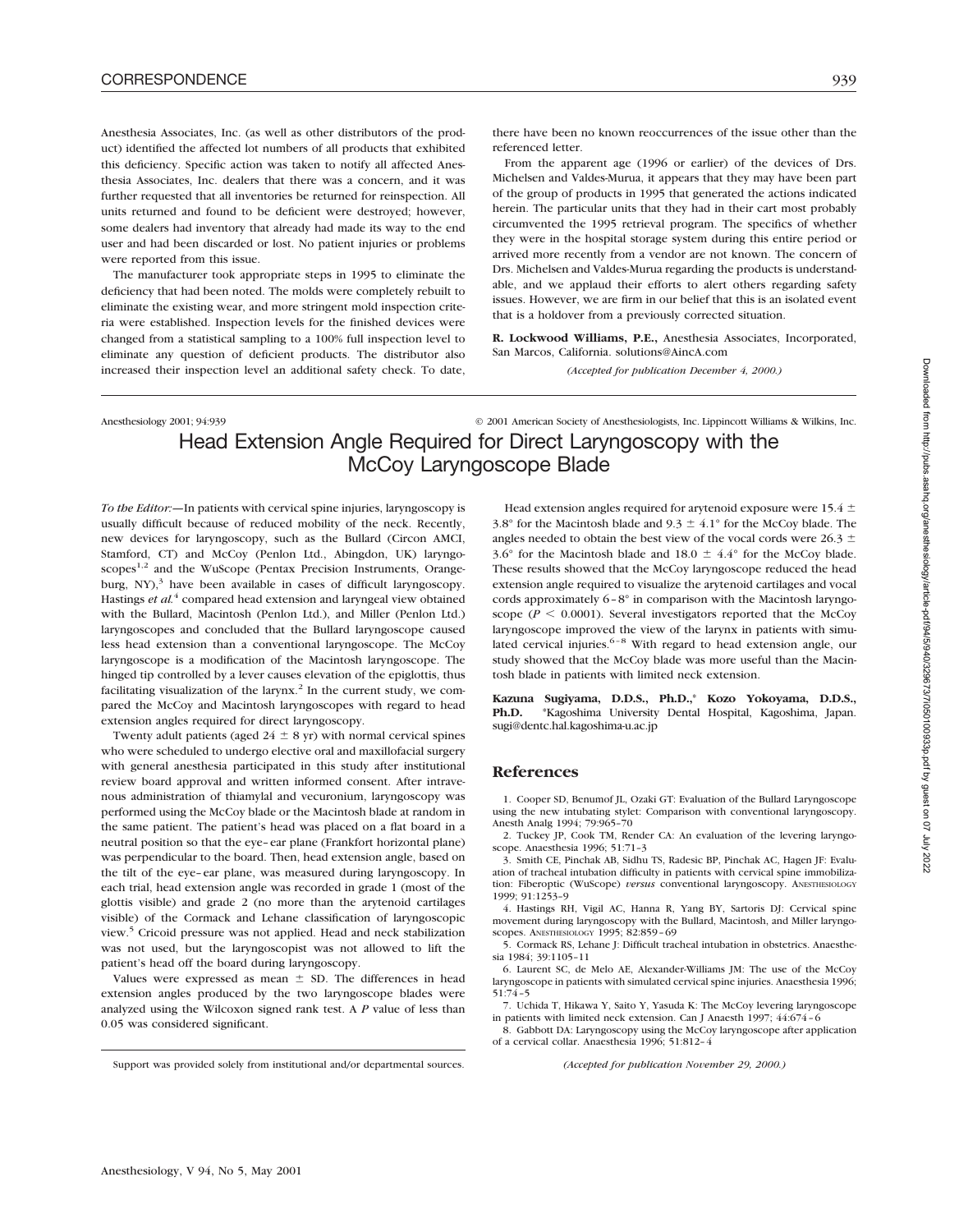Anesthesia Associates, Inc. (as well as other distributors of the product) identified the affected lot numbers of all products that exhibited this deficiency. Specific action was taken to notify all affected Anesthesia Associates, Inc. dealers that there was a concern, and it was further requested that all inventories be returned for reinspection. All units returned and found to be deficient were destroyed; however, some dealers had inventory that already had made its way to the end user and had been discarded or lost. No patient injuries or problems were reported from this issue.

The manufacturer took appropriate steps in 1995 to eliminate the deficiency that had been noted. The molds were completely rebuilt to eliminate the existing wear, and more stringent mold inspection criteria were established. Inspection levels for the finished devices were changed from a statistical sampling to a 100% full inspection level to eliminate any question of deficient products. The distributor also increased their inspection level an additional safety check. To date, there have been no known reoccurrences of the issue other than the referenced letter.

From the apparent age (1996 or earlier) of the devices of Drs. Michelsen and Valdes-Murua, it appears that they may have been part of the group of products in 1995 that generated the actions indicated herein. The particular units that they had in their cart most probably circumvented the 1995 retrieval program. The specifics of whether they were in the hospital storage system during this entire period or arrived more recently from a vendor are not known. The concern of Drs. Michelsen and Valdes-Murua regarding the products is understandable, and we applaud their efforts to alert others regarding safety issues. However, we are firm in our belief that this is an isolated event that is a holdover from a previously corrected situation.

**R. Lockwood Williams, P.E.,** Anesthesia Associates, Incorporated, San Marcos, California. solutions@AincA.com

*(Accepted for publication December 4, 2000.)*

Anesthesiology 2001; 94:939 © 2001 American Society of Anesthesiologists, Inc. Lippincott Williams & Wilkins, Inc.

# Head Extension Angle Required for Direct Laryngoscopy with the McCoy Laryngoscope Blade

*To the Editor:*—In patients with cervical spine injuries, laryngoscopy is usually difficult because of reduced mobility of the neck. Recently, new devices for laryngoscopy, such as the Bullard (Circon AMCI, Stamford, CT) and McCoy (Penlon Ltd., Abingdon, UK) laryngoscopes[1,2] and the WuScope (Pentax Precision Instruments, Orangeburg, NY),[3] have been available in cases of difficult laryngoscopy. Hastings *et al.*[4] compared head extension and laryngeal view obtained with the Bullard, Macintosh (Penlon Ltd.), and Miller (Penlon Ltd.) laryngoscopes and concluded that the Bullard laryngoscope caused less head extension than a conventional laryngoscope. The McCoy laryngoscope is a modification of the Macintosh laryngoscope. The hinged tip controlled by a lever causes elevation of the epiglottis, thus facilitating visualization of the larynx.[2] In the current study, we compared the McCoy and Macintosh laryngoscopes with regard to head extension angles required for direct laryngoscopy.

Twenty adult patients (aged 24 ± 8 yr) with normal cervical spines who were scheduled to undergo elective oral and maxillofacial surgery with general anesthesia participated in this study after institutional review board approval and written informed consent. After intravenous administration of thiamylal and vecuronium, laryngoscopy was performed using the McCoy blade or the Macintosh blade at random in the same patient. The patient's head was placed on a flat board in a neutral position so that the eye–ear plane (Frankfort horizontal plane) was perpendicular to the board. Then, head extension angle, based on the tilt of the eye–ear plane, was measured during laryngoscopy. In each trial, head extension angle was recorded in grade 1 (most of the glottis visible) and grade 2 (no more than the arytenoid cartilages visible) of the Cormack and Lehane classification of laryngoscopic view.[5] Cricoid pressure was not applied. Head and neck stabilization was not used, but the laryngoscopist was not allowed to lift the patient's head off the board during laryngoscopy.

Values were expressed as mean ± SD. The differences in head extension angles produced by the two laryngoscope blades were analyzed using the Wilcoxon signed rank test. A $P$ value of less than 0.05 was considered significant.

Head extension angles required for arytenoid exposure were 15.4 ± 3.8° for the Macintosh blade and 9.3 ± 4.1° for the McCoy blade. The angles needed to obtain the best view of the vocal cords were 26.3 ± 3.6° for the Macintosh blade and 18.0 ± 4.4° for the McCoy blade. These results showed that the McCoy laryngoscope reduced the head extension angle required to visualize the arytenoid cartilages and vocal cords approximately 6–8° in comparison with the Macintosh laryngoscope ($P < 0.0001$). Several investigators reported that the McCoy laryngoscope improved the view of the larynx in patients with simulated cervical injuries.[6–8] With regard to head extension angle, our study showed that the McCoy blade was more useful than the Macintosh blade in patients with limited neck extension.

**Kazuna Sugiyama, D.D.S., Ph.D.,\* Kozo Yokoyama, D.D.S., Ph.D.** \*Kagoshima University Dental Hospital, Kagoshima, Japan. sugi@dentc.hal.kagoshima-u.ac.jp

Support was provided solely from institutional and/or departmental sources.

## References

1. Cooper SD, Benumof JL, Ozaki GT: Evaluation of the Bullard Laryngoscope using the new intubating stylet: Comparison with conventional laryngoscopy. Anesth Analg 1994; 79:965–70
2. Tuckey JP, Cook TM, Render CA: An evaluation of the levering laryngoscope. Anaesthesia 1996; 51:71–3
3. Smith CE, Pinchak AB, Sidhu TS, Radesic BP, Pinchak AC, Hagen JF: Evaluation of tracheal intubation difficulty in patients with cervical spine immobilization: Fiberoptic (WuScope) *versus* conventional laryngoscopy. Anesthesiology 1999; 91:1253–9
4. Hastings RH, Vigil AC, Hanna R, Yang BY, Sartoris DJ: Cervical spine movement during laryngoscopy with the Bullard, Macintosh, and Miller laryngoscopes. Anesthesiology 1995; 82:859–69
5. Cormack RS, Lehane J: Difficult tracheal intubation in obstetrics. Anaesthesia 1984; 39:1105–11
6. Laurent SC, de Melo AE, Alexander-Williams JM: The use of the McCoy laryngoscope in patients with simulated cervical spine injuries. Anaesthesia 1996; 51:74–5
7. Uchida T, Hikawa Y, Saito Y, Yasuda K: The McCoy levering laryngoscope in patients with limited neck extension. Can J Anaesth 1997; 44:674–6
8. Gabbott DA: Laryngoscopy using the McCoy laryngoscope after application of a cervical collar. Anaesthesia 1996; 51:812–4

*(Accepted for publication November 29, 2000.)*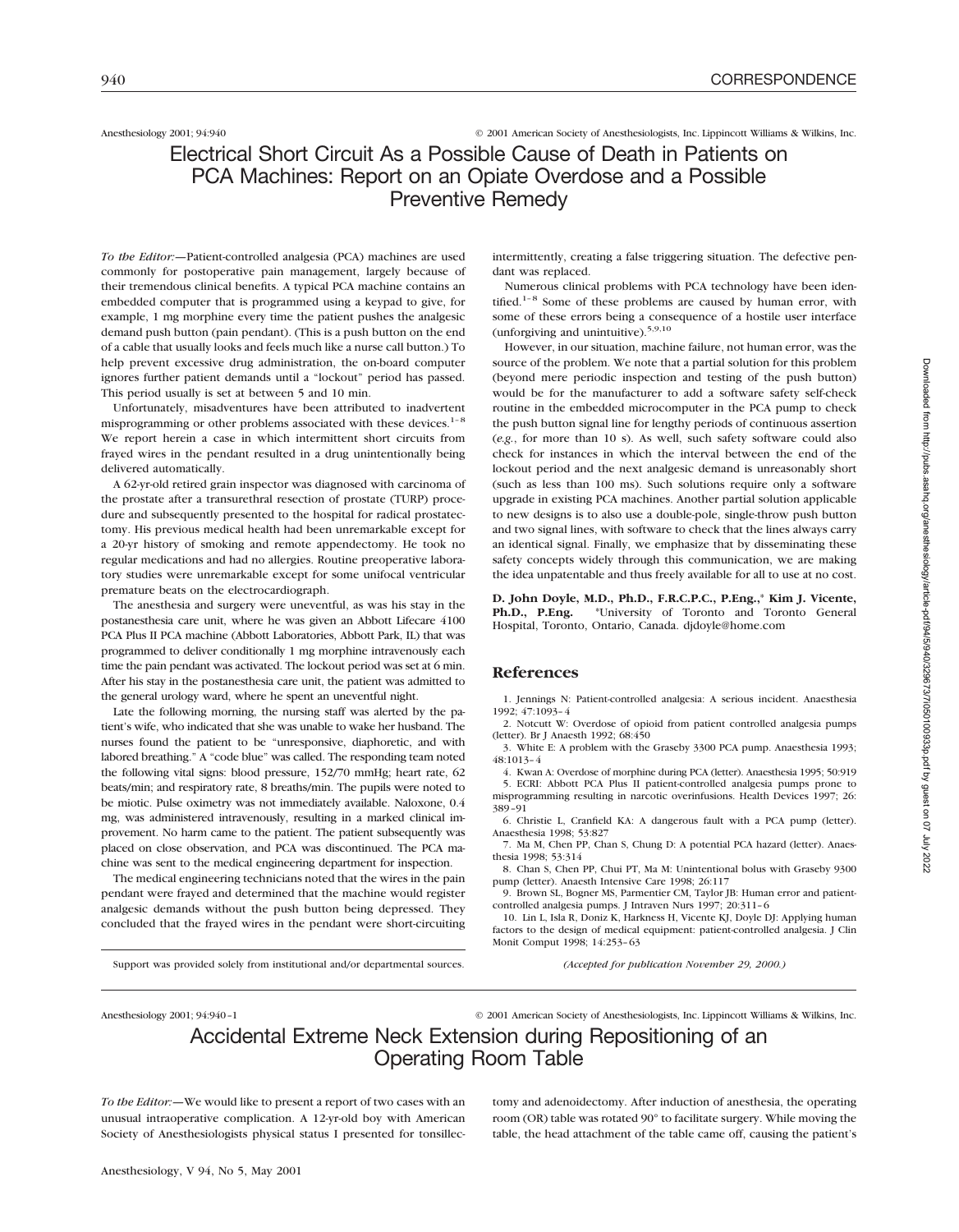# Electrical Short Circuit As a Possible Cause of Death in Patients on PCA Machines: Report on an Opiate Overdose and a Possible Preventive Remedy

*To the Editor:*—Patient-controlled analgesia (PCA) machines are used commonly for postoperative pain management, largely because of their tremendous clinical benefits. A typical PCA machine contains an embedded computer that is programmed using a keypad to give, for example, 1 mg morphine every time the patient pushes the analgesic demand push button (pain pendant). (This is a push button on the end of a cable that usually looks and feels much like a nurse call button.) To help prevent excessive drug administration, the on-board computer ignores further patient demands until a "lockout" period has passed. This period usually is set at between 5 and 10 min.

Unfortunately, misadventures have been attributed to inadvertent misprogramming or other problems associated with these devices.[1–8] We report herein a case in which intermittent short circuits from frayed wires in the pendant resulted in a drug unintentionally being delivered automatically.

A 62-yr-old retired grain inspector was diagnosed with carcinoma of the prostate after a transurethral resection of prostate (TURP) procedure and subsequently presented to the hospital for radical prostatectomy. His previous medical health had been unremarkable except for a 20-yr history of smoking and remote appendectomy. He took no regular medications and had no allergies. Routine preoperative laboratory studies were unremarkable except for some unifocal ventricular premature beats on the electrocardiograph.

The anesthesia and surgery were uneventful, as was his stay in the postanesthesia care unit, where he was given an Abbott Lifecare 4100 PCA Plus II PCA machine (Abbott Laboratories, Abbott Park, IL) that was programmed to deliver conditionally 1 mg morphine intravenously each time the pain pendant was activated. The lockout period was set at 6 min. After his stay in the postanesthesia care unit, the patient was admitted to the general urology ward, where he spent an uneventful night.

Late the following morning, the nursing staff was alerted by the patient's wife, who indicated that she was unable to wake her husband. The nurses found the patient to be "unresponsive, diaphoretic, and with labored breathing." A "code blue" was called. The responding team noted the following vital signs: blood pressure, 152/70 mmHg; heart rate, 62 beats/min; and respiratory rate, 8 breaths/min. The pupils were noted to be miotic. Pulse oximetry was not immediately available. Naloxone, 0.4 mg, was administered intravenously, resulting in a marked clinical improvement. No harm came to the patient. The patient subsequently was placed on close observation, and PCA was discontinued. The PCA machine was sent to the medical engineering department for inspection.

The medical engineering technicians noted that the wires in the pain pendant were frayed and determined that the machine would register analgesic demands without the push button being depressed. They concluded that the frayed wires in the pendant were short-circuiting intermittently, creating a false triggering situation. The defective pendant was replaced.

Numerous clinical problems with PCA technology have been identified.[1–8] Some of these problems are caused by human error, with some of these errors being a consequence of a hostile user interface (unforgiving and unintuitive).[5,9,10]

However, in our situation, machine failure, not human error, was the source of the problem. We note that a partial solution for this problem (beyond mere periodic inspection and testing of the push button) would be for the manufacturer to add a software safety self-check routine in the embedded microcomputer in the PCA pump to check the push button signal line for lengthy periods of continuous assertion (*e.g.*, for more than 10 s). As well, such safety software could also check for instances in which the interval between the end of the lockout period and the next analgesic demand is unreasonably short (such as less than 100 ms). Such solutions require only a software upgrade in existing PCA machines. Another partial solution applicable to new designs is to also use a double-pole, single-throw push button and two signal lines, with software to check that the lines always carry an identical signal. Finally, we emphasize that by disseminating these safety concepts widely through this communication, we are making the idea unpatentable and thus freely available for all to use at no cost.

**D. John Doyle, M.D., Ph.D., F.R.C.P.C., P.Eng.,\* Kim J. Vicente, Ph.D., P.Eng.** \*University of Toronto and Toronto General Hospital, Toronto, Ontario, Canada. djdoyle@home.com

## References

1. Jennings N: Patient-controlled analgesia: A serious incident. Anaesthesia 1992; 47:1093–4
2. Notcutt W: Overdose of opioid from patient controlled analgesia pumps (letter). Br J Anaesth 1992; 68:450
3. White E: A problem with the Graseby 3300 PCA pump. Anaesthesia 1993; 48:1013–4
4. Kwan A: Overdose of morphine during PCA (letter). Anaesthesia 1995; 50:919
5. ECRI: Abbott PCA Plus II patient-controlled analgesia pumps prone to misprogramming resulting in narcotic overinfusions. Health Devices 1997; 26: 389–91
6. Christie L, Cranfield KA: A dangerous fault with a PCA pump (letter). Anaesthesia 1998; 53:827
7. Ma M, Chen PP, Chan S, Chung D: A potential PCA hazard (letter). Anaesthesia 1998; 53:314
8. Chan S, Chen PP, Chui PT, Ma M: Unintentional bolus with Graseby 9300 pump (letter). Anaesth Intensive Care 1998; 26:117
9. Brown SL, Bogner MS, Parmentier CM, Taylor JB: Human error and patient-controlled analgesia pumps. J Intraven Nurs 1997; 20:311–6
10. Lin L, Isla R, Doniz K, Harkness H, Vicente KJ, Doyle DJ: Applying human factors to the design of medical equipment: patient-controlled analgesia. J Clin Monit Comput 1998; 14:253–63

Support was provided solely from institutional and/or departmental sources.

*(Accepted for publication November 29, 2000.)*

# Accidental Extreme Neck Extension during Repositioning of an Operating Room Table

*To the Editor:*—We would like to present a report of two cases with an unusual intraoperative complication. A 12-yr-old boy with American Society of Anesthesiologists physical status I presented for tonsillectomy and adenoidectomy. After induction of anesthesia, the operating room (OR) table was rotated 90° to facilitate surgery. While moving the table, the head attachment of the table came off, causing the patient's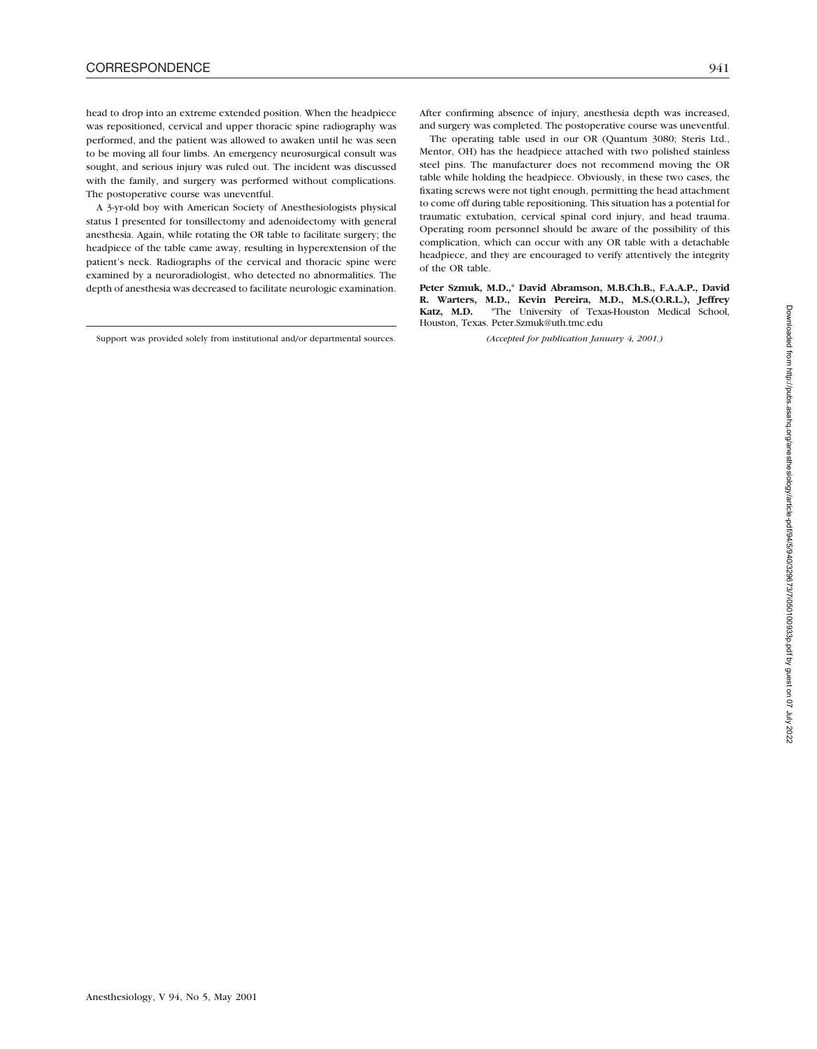head to drop into an extreme extended position. When the headpiece was repositioned, cervical and upper thoracic spine radiography was performed, and the patient was allowed to awaken until he was seen to be moving all four limbs. An emergency neurosurgical consult was sought, and serious injury was ruled out. The incident was discussed with the family, and surgery was performed without complications. The postoperative course was uneventful.

A 3-yr-old boy with American Society of Anesthesiologists physical status I presented for tonsillectomy and adenoidectomy with general anesthesia. Again, while rotating the OR table to facilitate surgery; the headpiece of the table came away, resulting in hyperextension of the patient's neck. Radiographs of the cervical and thoracic spine were examined by a neuroradiologist, who detected no abnormalities. The depth of anesthesia was decreased to facilitate neurologic examination. After confirming absence of injury, anesthesia depth was increased, and surgery was completed. The postoperative course was uneventful.

The operating table used in our OR (Quantum 3080; Steris Ltd., Mentor, OH) has the headpiece attached with two polished stainless steel pins. The manufacturer does not recommend moving the OR table while holding the headpiece. Obviously, in these two cases, the fixating screws were not tight enough, permitting the head attachment to come off during table repositioning. This situation has a potential for traumatic extubation, cervical spinal cord injury, and head trauma. Operating room personnel should be aware of the possibility of this complication, which can occur with any OR table with a detachable headpiece, and they are encouraged to verify attentively the integrity of the OR table.

**Peter Szmuk, M.D.,\* David Abramson, M.B.Ch.B., F.A.A.P., David R. Warters, M.D., Kevin Pereira, M.D., M.S.(O.R.L.), Jeffrey Katz, M.D.** \*The University of Texas-Houston Medical School, Houston, Texas. Peter.Szmuk@uth.tmc.edu

*(Accepted for publication January 4, 2001.)*

Support was provided solely from institutional and/or departmental sources.